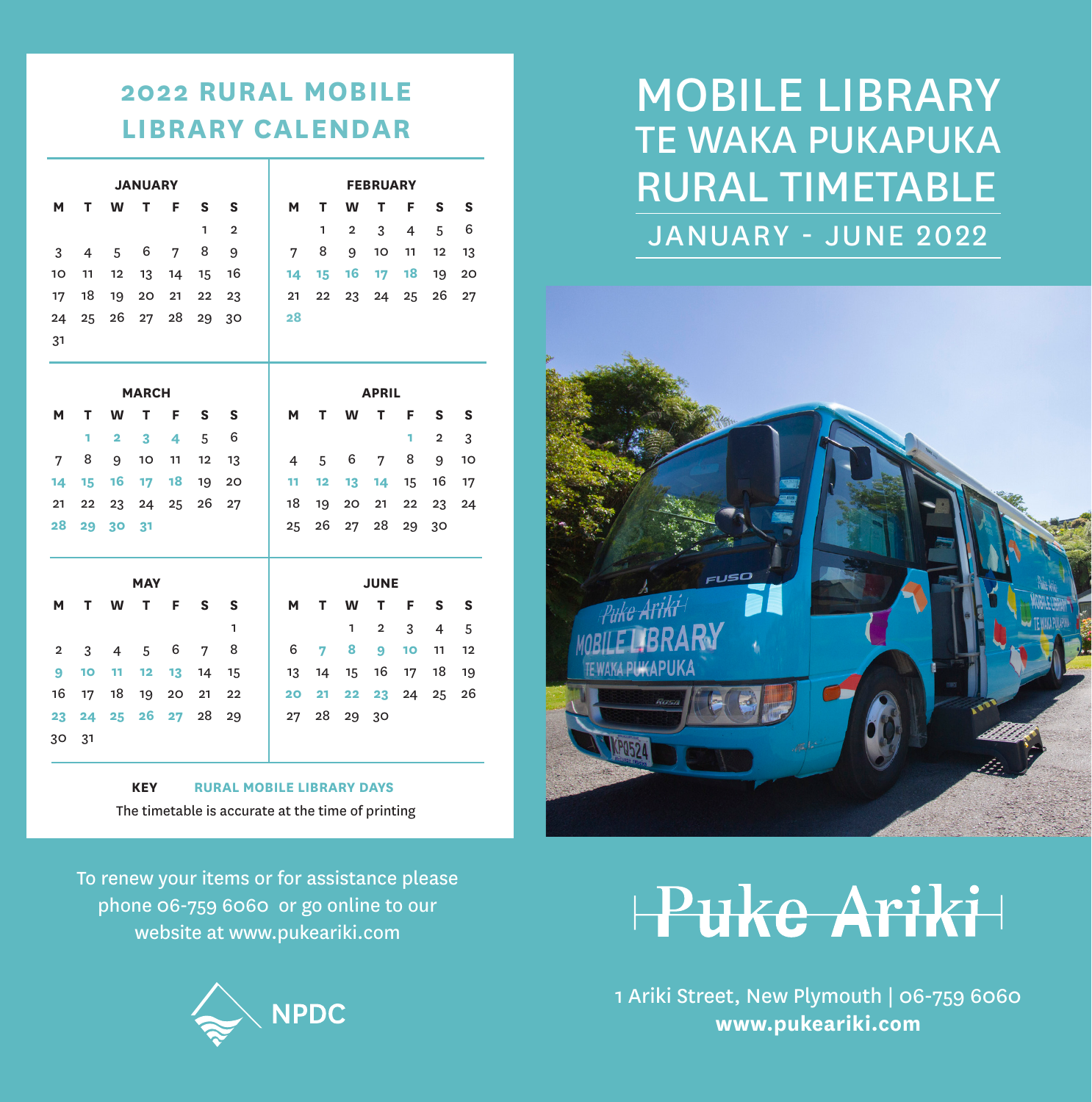# MOBILE LIBRARY
# TE WAKA PUKAPUKA
# RURAL TIMETABLE

## JANUARY - JUNE 2022

## 2022 RURAL MOBILE LIBRARY CALENDAR

### JANUARY

| M | T | W | T | F | S | S |
|---|---|---|---|---|---|---|
| | | | | | 1 | 2 |
| 3 | 4 | 5 | 6 | 7 | 8 | 9 |
| 10 | 11 | 12 | 13 | 14 | 15 | 16 |
| 17 | 18 | 19 | 20 | 21 | 22 | 23 |
| 24 | 25 | 26 | 27 | 28 | 29 | 30 |
| 31 | | | | | | |

### FEBRUARY

| M | T | W | T | F | S | S |
|---|---|---|---|---|---|---|
| | 1 | 2 | 3 | 4 | 5 | 6 |
| 7 | 8 | 9 | 10 | 11 | 12 | 13 |
| **14** | **15** | **16** | **17** | **18** | 19 | 20 |
| 21 | 22 | 23 | 24 | 25 | 26 | 27 |
| **28** | | | | | | |

### MARCH

| M | T | W | T | F | S | S |
|---|---|---|---|---|---|---|
| | **1** | **2** | **3** | **4** | 5 | 6 |
| 7 | 8 | 9 | 10 | 11 | 12 | 13 |
| **14** | **15** | **16** | **17** | **18** | 19 | 20 |
| 21 | 22 | 23 | 24 | 25 | 26 | 27 |
| **28** | **29** | **30** | **31** | | | |

### APRIL

| M | T | W | T | F | S | S |
|---|---|---|---|---|---|---|
| | | | | **1** | 2 | 3 |
| 4 | 5 | 6 | 7 | 8 | 9 | 10 |
| **11** | **12** | **13** | **14** | 15 | 16 | 17 |
| 18 | 19 | 20 | 21 | 22 | 23 | 24 |
| 25 | 26 | 27 | 28 | 29 | 30 | |

### MAY

| M | T | W | T | F | S | S |
|---|---|---|---|---|---|---|
| | | | | | | 1 |
| 2 | 3 | 4 | 5 | 6 | 7 | 8 |
| **9** | **10** | **11** | **12** | **13** | 14 | 15 |
| 16 | 17 | 18 | 19 | 20 | 21 | 22 |
| **23** | **24** | **25** | **26** | **27** | 28 | 29 |
| 30 | 31 | | | | | |

### JUNE

| M | T | W | T | F | S | S |
|---|---|---|---|---|---|---|
| | | 1 | 2 | 3 | 4 | 5 |
| 6 | **7** | **8** | **9** | **10** | 11 | 12 |
| 13 | 14 | 15 | 16 | 17 | 18 | 19 |
| **20** | **21** | **22** | **23** | 24 | 25 | 26 |
| 27 | 28 | 29 | 30 | | | |

**KEY** **RURAL MOBILE LIBRARY DAYS** (shown in bold)

The timetable is accurate at the time of printing

To renew your items or for assistance please phone 06-759 6060 or go online to our website at www.pukeariki.com

NPDC

Puke Ariki

1 Ariki Street, New Plymouth | 06-759 6060
**www.pukeariki.com**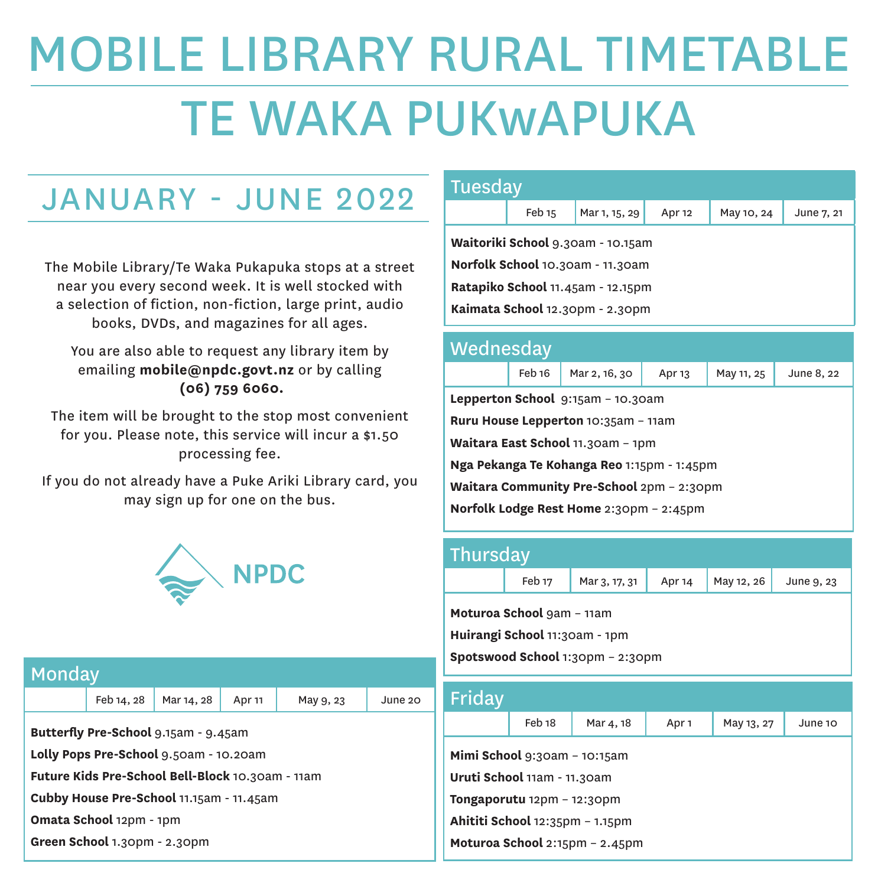# MOBILE LIBRARY RURAL TIMETABLE

# TE WAKA PUKwAPUKA

## JANUARY - JUNE 2022

The Mobile Library/Te Waka Pukapuka stops at a street near you every second week. It is well stocked with a selection of fiction, non-fiction, large print, audio books, DVDs, and magazines for all ages.

You are also able to request any library item by emailing **mobile@npdc.govt.nz** or by calling **(06) 759 6060.**

The item will be brought to the stop most convenient for you. Please note, this service will incur a $1.50 processing fee.

If you do not already have a Puke Ariki Library card, you may sign up for one on the bus.

NPDC

### Monday

| | Feb 14, 28 | Mar 14, 28 | Apr 11 | May 9, 23 | June 20 |
|---|---|---|---|---|---|

**Butterfly Pre-School** 9.15am - 9.45am
**Lolly Pops Pre-School** 9.50am - 10.20am
**Future Kids Pre-School Bell-Block** 10.30am - 11am
**Cubby House Pre-School** 11.15am - 11.45am
**Omata School** 12pm - 1pm
**Green School** 1.30pm - 2.30pm

### Tuesday

| | Feb 15 | Mar 1, 15, 29 | Apr 12 | May 10, 24 | June 7, 21 |
|---|---|---|---|---|---|

**Waitoriki School** 9.30am - 10.15am
**Norfolk School** 10.30am - 11.30am
**Ratapiko School** 11.45am - 12.15pm
**Kaimata School** 12.30pm - 2.30pm

### Wednesday

| | Feb 16 | Mar 2, 16, 30 | Apr 13 | May 11, 25 | June 8, 22 |
|---|---|---|---|---|---|

**Lepperton School** 9:15am – 10.30am
**Ruru House Lepperton** 10:35am – 11am
**Waitara East School** 11.30am – 1pm
**Nga Pekanga Te Kohanga Reo** 1:15pm - 1:45pm
**Waitara Community Pre-School** 2pm – 2:30pm
**Norfolk Lodge Rest Home** 2:30pm – 2:45pm

### Thursday

| | Feb 17 | Mar 3, 17, 31 | Apr 14 | May 12, 26 | June 9, 23 |
|---|---|---|---|---|---|

**Moturoa School** 9am – 11am
**Huirangi School** 11:30am - 1pm
**Spotswood School** 1:30pm – 2:30pm

### Friday

| | Feb 18 | Mar 4, 18 | Apr 1 | May 13, 27 | June 10 |
|---|---|---|---|---|---|

**Mimi School** 9:30am – 10:15am
**Uruti School** 11am - 11.30am
**Tongaporutu** 12pm – 12:30pm
**Ahititi School** 12:35pm – 1.15pm
**Moturoa School** 2:15pm – 2.45pm